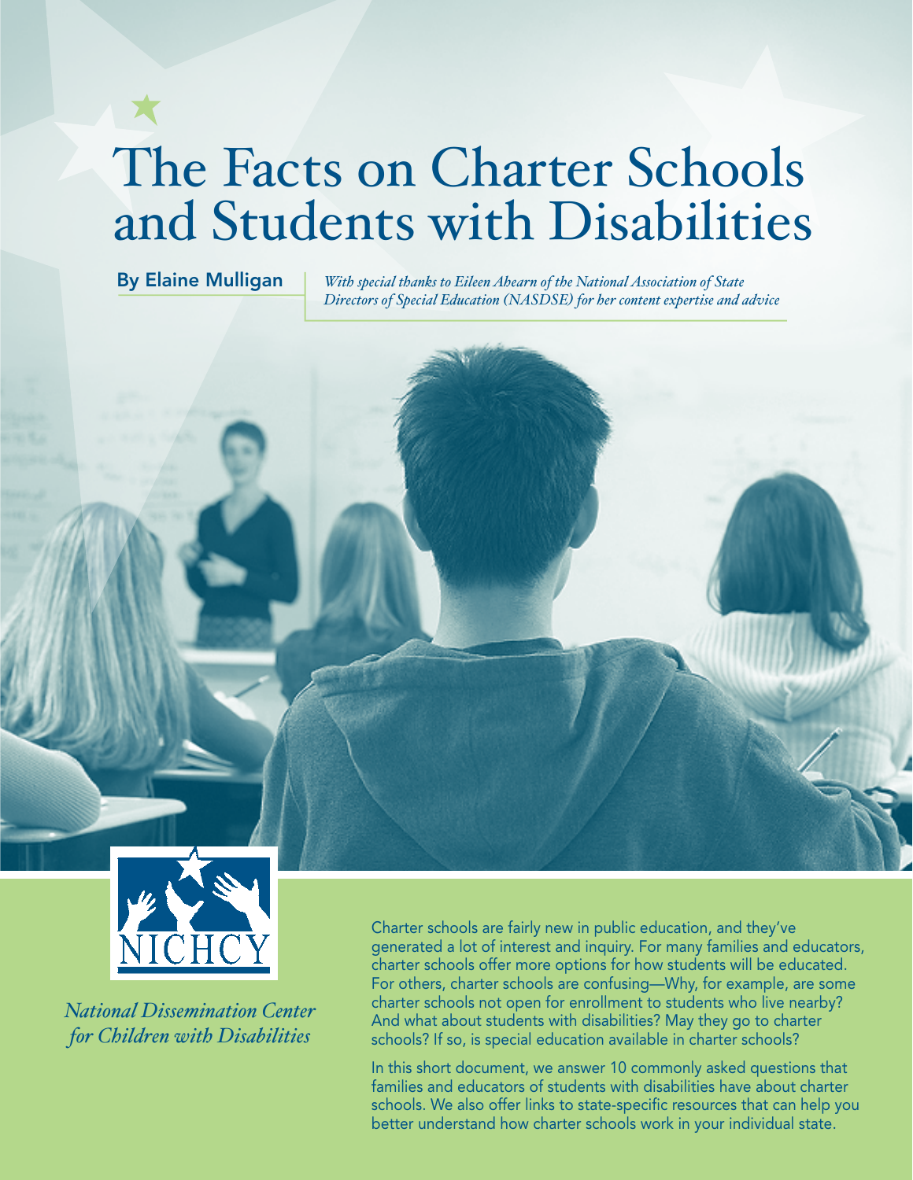# The Facts on Charter Schools and Students with Disabilities

**By Elaine Mulligan**

*With special thanks to Eileen Ahearn of the National Association of State Directors of Special Education (NASDSE) for her content expertise and advice*

NICHCY

*National Dissemination Center for Children with Disabilities*

Charter schools are fairly new in public education, and they've generated a lot of interest and inquiry. For many families and educators, charter schools offer more options for how students will be educated. For others, charter schools are confusing—Why, for example, are some charter schools not open for enrollment to students who live nearby? And what about students with disabilities? May they go to charter schools? If so, is special education available in charter schools?

In this short document, we answer 10 commonly asked questions that families and educators of students with disabilities have about charter schools. We also offer links to state-specific resources that can help you better understand how charter schools work in your individual state.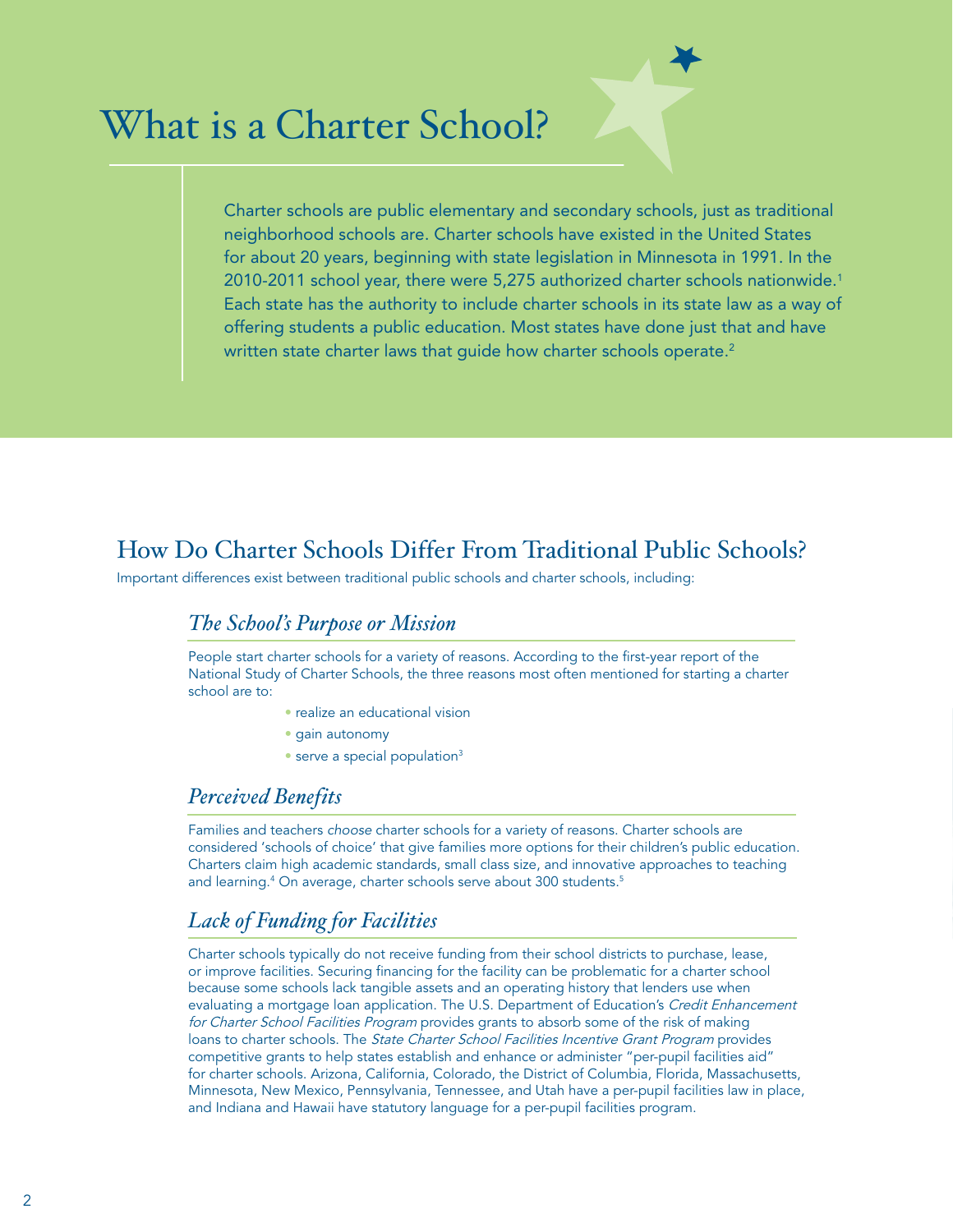# What is a Charter School?

Charter schools are public elementary and secondary schools, just as traditional neighborhood schools are. Charter schools have existed in the United States for about 20 years, beginning with state legislation in Minnesota in 1991. In the 2010-2011 school year, there were 5,275 authorized charter schools nationwide.[1] Each state has the authority to include charter schools in its state law as a way of offering students a public education. Most states have done just that and have written state charter laws that guide how charter schools operate.[2]

## How Do Charter Schools Differ From Traditional Public Schools?

Important differences exist between traditional public schools and charter schools, including:

### *The School's Purpose or Mission*

People start charter schools for a variety of reasons. According to the first-year report of the National Study of Charter Schools, the three reasons most often mentioned for starting a charter school are to:

- realize an educational vision
- gain autonomy
- serve a special population[3]

### *Perceived Benefits*

Families and teachers *choose* charter schools for a variety of reasons. Charter schools are considered 'schools of choice' that give families more options for their children's public education. Charters claim high academic standards, small class size, and innovative approaches to teaching and learning.[4] On average, charter schools serve about 300 students.[5]

### *Lack of Funding for Facilities*

Charter schools typically do not receive funding from their school districts to purchase, lease, or improve facilities. Securing financing for the facility can be problematic for a charter school because some schools lack tangible assets and an operating history that lenders use when evaluating a mortgage loan application. The U.S. Department of Education's *Credit Enhancement for Charter School Facilities Program* provides grants to absorb some of the risk of making loans to charter schools. The *State Charter School Facilities Incentive Grant Program* provides competitive grants to help states establish and enhance or administer "per-pupil facilities aid" for charter schools. Arizona, California, Colorado, the District of Columbia, Florida, Massachusetts, Minnesota, New Mexico, Pennsylvania, Tennessee, and Utah have a per-pupil facilities law in place, and Indiana and Hawaii have statutory language for a per-pupil facilities program.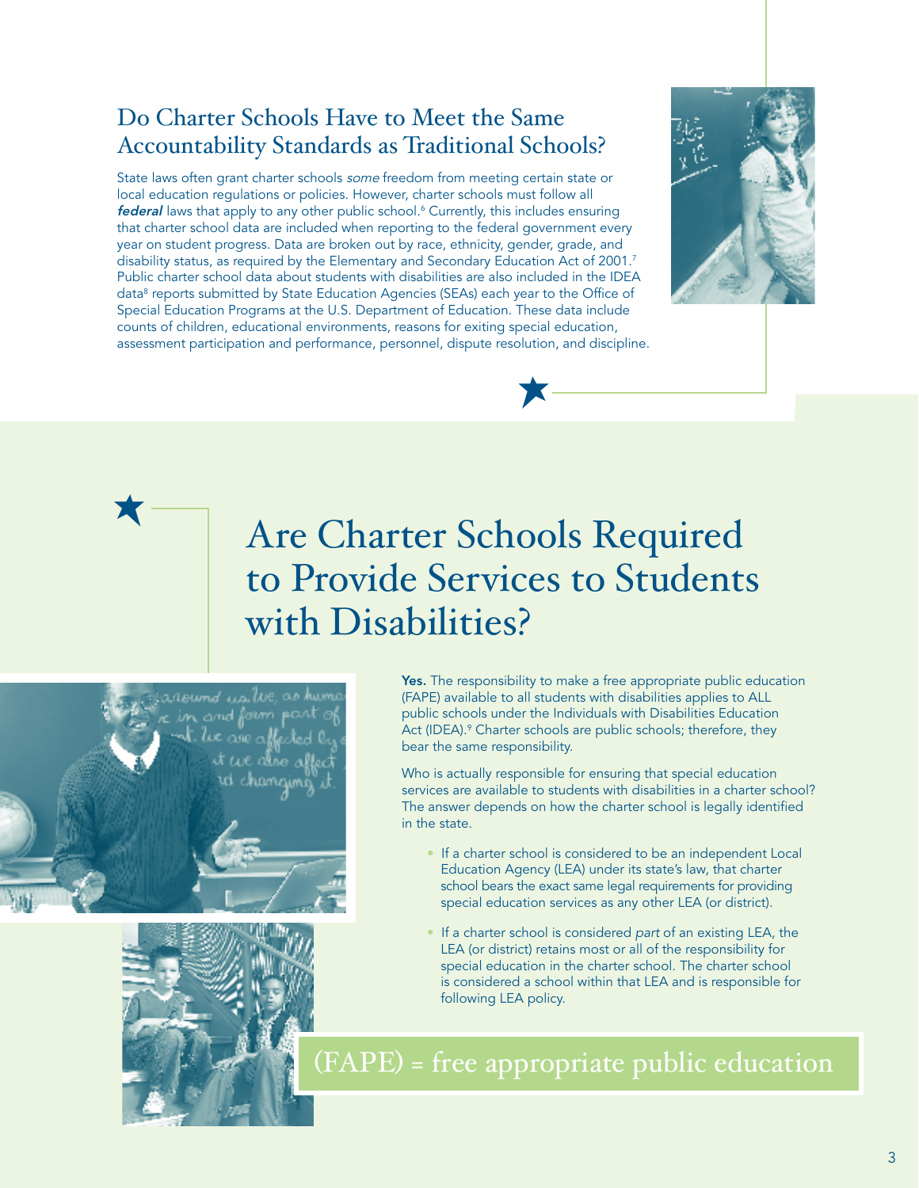## Do Charter Schools Have to Meet the Same Accountability Standards as Traditional Schools?

State laws often grant charter schools *some* freedom from meeting certain state or local education regulations or policies. However, charter schools must follow all ***federal*** laws that apply to any other public school.[6] Currently, this includes ensuring that charter school data are included when reporting to the federal government every year on student progress. Data are broken out by race, ethnicity, gender, grade, and disability status, as required by the Elementary and Secondary Education Act of 2001.[7] Public charter school data about students with disabilities are also included in the IDEA data[8] reports submitted by State Education Agencies (SEAs) each year to the Office of Special Education Programs at the U.S. Department of Education. These data include counts of children, educational environments, reasons for exiting special education, assessment participation and performance, personnel, dispute resolution, and discipline.

# Are Charter Schools Required to Provide Services to Students with Disabilities?

**Yes.** The responsibility to make a free appropriate public education (FAPE) available to all students with disabilities applies to ALL public schools under the Individuals with Disabilities Education Act (IDEA).[9] Charter schools are public schools; therefore, they bear the same responsibility.

Who is actually responsible for ensuring that special education services are available to students with disabilities in a charter school? The answer depends on how the charter school is legally identified in the state.

- If a charter school is considered to be an independent Local Education Agency (LEA) under its state's law, that charter school bears the exact same legal requirements for providing special education services as any other LEA (or district).
- If a charter school is considered *part* of an existing LEA, the LEA (or district) retains most or all of the responsibility for special education in the charter school. The charter school is considered a school within that LEA and is responsible for following LEA policy.

(FAPE) = free appropriate public education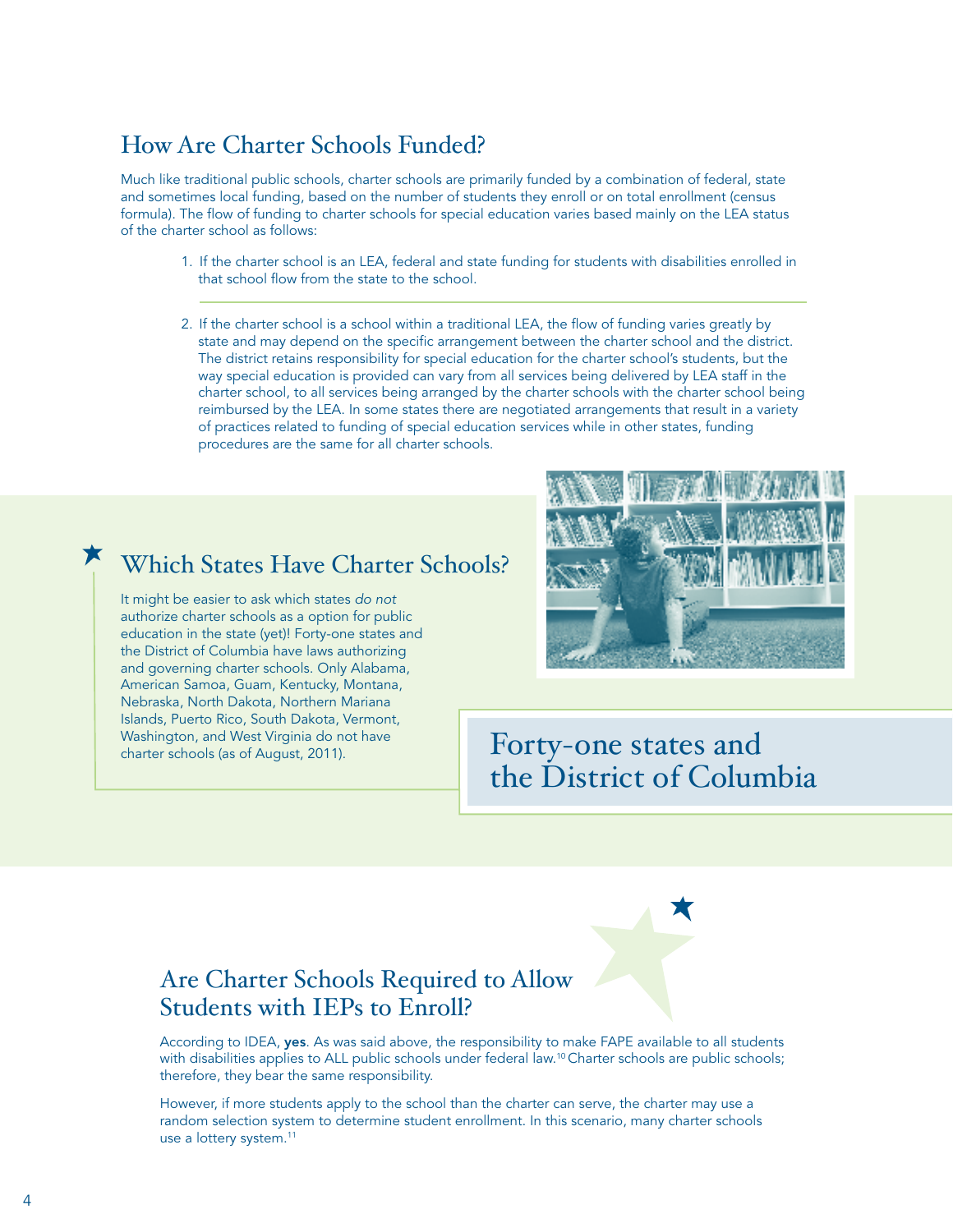## How Are Charter Schools Funded?

Much like traditional public schools, charter schools are primarily funded by a combination of federal, state and sometimes local funding, based on the number of students they enroll or on total enrollment (census formula). The flow of funding to charter schools for special education varies based mainly on the LEA status of the charter school as follows:

1. If the charter school is an LEA, federal and state funding for students with disabilities enrolled in that school flow from the state to the school.

2. If the charter school is a school within a traditional LEA, the flow of funding varies greatly by state and may depend on the specific arrangement between the charter school and the district. The district retains responsibility for special education for the charter school's students, but the way special education is provided can vary from all services being delivered by LEA staff in the charter school, to all services being arranged by the charter schools with the charter school being reimbursed by the LEA. In some states there are negotiated arrangements that result in a variety of practices related to funding of special education services while in other states, funding procedures are the same for all charter schools.

## Which States Have Charter Schools?

It might be easier to ask which states *do not* authorize charter schools as a option for public education in the state (yet)! Forty-one states and the District of Columbia have laws authorizing and governing charter schools. Only Alabama, American Samoa, Guam, Kentucky, Montana, Nebraska, North Dakota, Northern Mariana Islands, Puerto Rico, South Dakota, Vermont, Washington, and West Virginia do not have charter schools (as of August, 2011).

Forty-one states and the District of Columbia

## Are Charter Schools Required to Allow Students with IEPs to Enroll?

According to IDEA, **yes**. As was said above, the responsibility to make FAPE available to all students with disabilities applies to ALL public schools under federal law.[10] Charter schools are public schools; therefore, they bear the same responsibility.

However, if more students apply to the school than the charter can serve, the charter may use a random selection system to determine student enrollment. In this scenario, many charter schools use a lottery system.[11]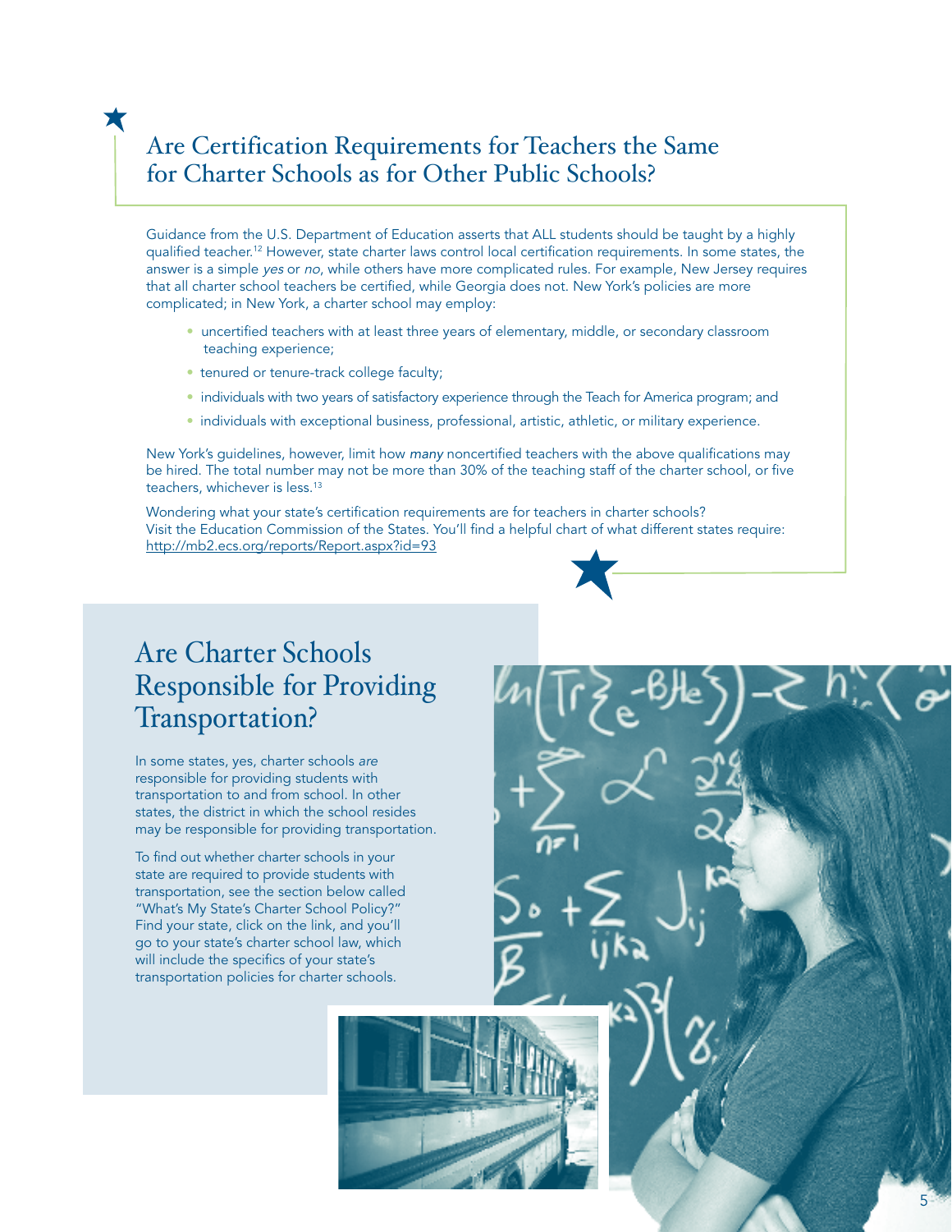## Are Certification Requirements for Teachers the Same for Charter Schools as for Other Public Schools?

Guidance from the U.S. Department of Education asserts that ALL students should be taught by a highly qualified teacher.[12] However, state charter laws control local certification requirements. In some states, the answer is a simple *yes* or *no*, while others have more complicated rules. For example, New Jersey requires that all charter school teachers be certified, while Georgia does not. New York's policies are more complicated; in New York, a charter school may employ:

- uncertified teachers with at least three years of elementary, middle, or secondary classroom teaching experience;
- tenured or tenure-track college faculty;
- individuals with two years of satisfactory experience through the Teach for America program; and
- individuals with exceptional business, professional, artistic, athletic, or military experience.

New York's guidelines, however, limit how *many* noncertified teachers with the above qualifications may be hired. The total number may not be more than 30% of the teaching staff of the charter school, or five teachers, whichever is less.[13]

Wondering what your state's certification requirements are for teachers in charter schools? Visit the Education Commission of the States. You'll find a helpful chart of what different states require: http://mb2.ecs.org/reports/Report.aspx?id=93

## Are Charter Schools Responsible for Providing Transportation?

In some states, yes, charter schools *are* responsible for providing students with transportation to and from school. In other states, the district in which the school resides may be responsible for providing transportation.

To find out whether charter schools in your state are required to provide students with transportation, see the section below called "What's My State's Charter School Policy?" Find your state, click on the link, and you'll go to your state's charter school law, which will include the specifics of your state's transportation policies for charter schools.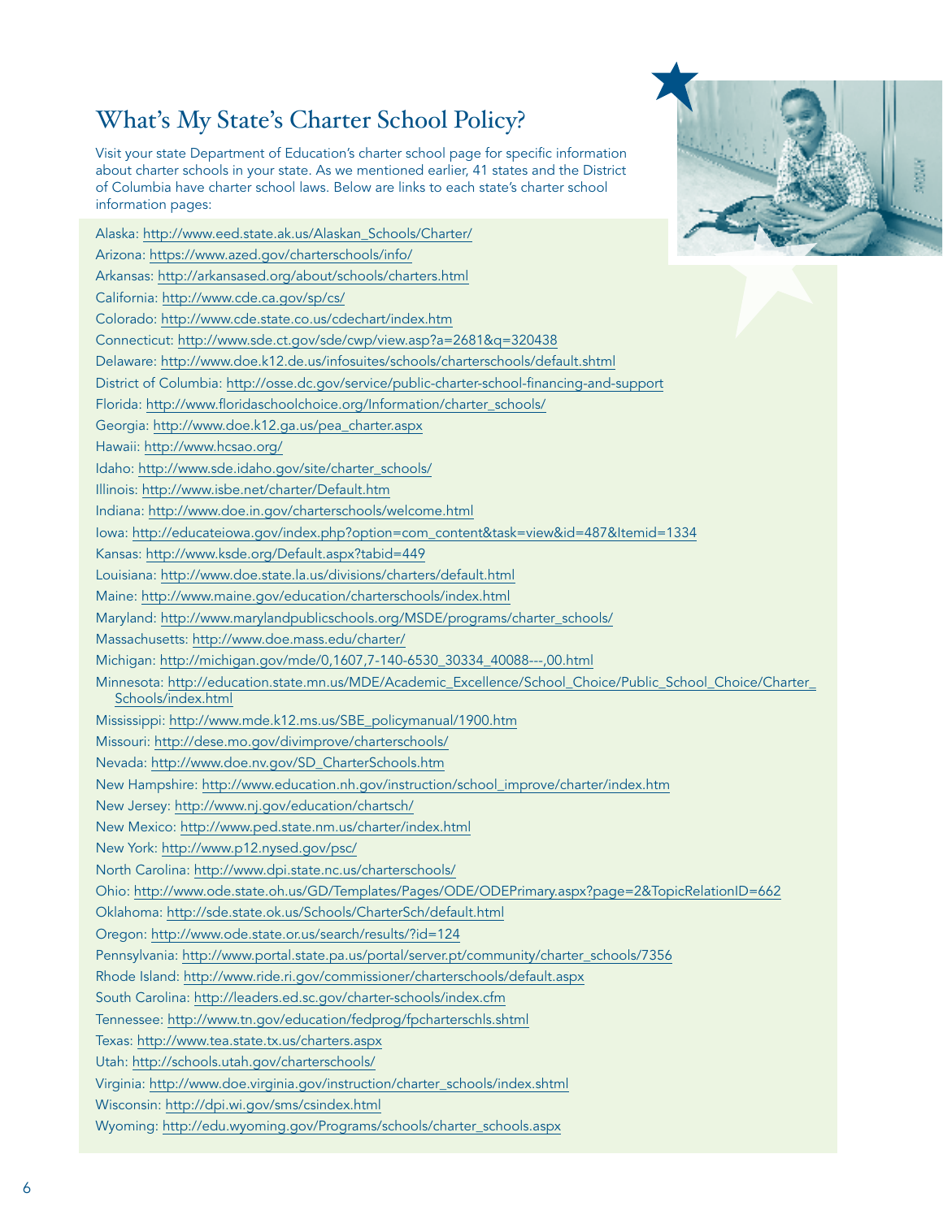# What's My State's Charter School Policy?

Visit your state Department of Education's charter school page for specific information about charter schools in your state. As we mentioned earlier, 41 states and the District of Columbia have charter school laws. Below are links to each state's charter school information pages:

Alaska: http://www.eed.state.ak.us/Alaskan_Schools/Charter/

Arizona: https://www.azed.gov/charterschools/info/

Arkansas: http://arkansased.org/about/schools/charters.html

California: http://www.cde.ca.gov/sp/cs/

Colorado: http://www.cde.state.co.us/cdechart/index.htm

Connecticut: http://www.sde.ct.gov/sde/cwp/view.asp?a=2681&q=320438

Delaware: http://www.doe.k12.de.us/infosuites/schools/charterschools/default.shtml

District of Columbia: http://osse.dc.gov/service/public-charter-school-financing-and-support

Florida: http://www.floridaschoolchoice.org/Information/charter_schools/

Georgia: http://www.doe.k12.ga.us/pea_charter.aspx

Hawaii: http://www.hcsao.org/

Idaho: http://www.sde.idaho.gov/site/charter_schools/

Illinois: http://www.isbe.net/charter/Default.htm

Indiana: http://www.doe.in.gov/charterschools/welcome.html

Iowa: http://educateiowa.gov/index.php?option=com_content&task=view&id=487&Itemid=1334

Kansas: http://www.ksde.org/Default.aspx?tabid=449

Louisiana: http://www.doe.state.la.us/divisions/charters/default.html

Maine: http://www.maine.gov/education/charterschools/index.html

Maryland: http://www.marylandpublicschools.org/MSDE/programs/charter_schools/

Massachusetts: http://www.doe.mass.edu/charter/

Michigan: http://michigan.gov/mde/0,1607,7-140-6530_30334_40088---,00.html

Minnesota: http://education.state.mn.us/MDE/Academic_Excellence/School_Choice/Public_School_Choice/Charter_Schools/index.html

Mississippi: http://www.mde.k12.ms.us/SBE_policymanual/1900.htm

Missouri: http://dese.mo.gov/divimprove/charterschools/

Nevada: http://www.doe.nv.gov/SD_CharterSchools.htm

New Hampshire: http://www.education.nh.gov/instruction/school_improve/charter/index.htm

New Jersey: http://www.nj.gov/education/chartsch/

New Mexico: http://www.ped.state.nm.us/charter/index.html

New York: http://www.p12.nysed.gov/psc/

North Carolina: http://www.dpi.state.nc.us/charterschools/

Ohio: http://www.ode.state.oh.us/GD/Templates/Pages/ODE/ODEPrimary.aspx?page=2&TopicRelationID=662

Oklahoma: http://sde.state.ok.us/Schools/CharterSch/default.html

Oregon: http://www.ode.state.or.us/search/results/?id=124

Pennsylvania: http://www.portal.state.pa.us/portal/server.pt/community/charter_schools/7356

Rhode Island: http://www.ride.ri.gov/commissioner/charterschools/default.aspx

South Carolina: http://leaders.ed.sc.gov/charter-schools/index.cfm

Tennessee: http://www.tn.gov/education/fedprog/fpcharterschls.shtml

Texas: http://www.tea.state.tx.us/charters.aspx

Utah: http://schools.utah.gov/charterschools/

Virginia: http://www.doe.virginia.gov/instruction/charter_schools/index.shtml

Wisconsin: http://dpi.wi.gov/sms/csindex.html

Wyoming: http://edu.wyoming.gov/Programs/schools/charter_schools.aspx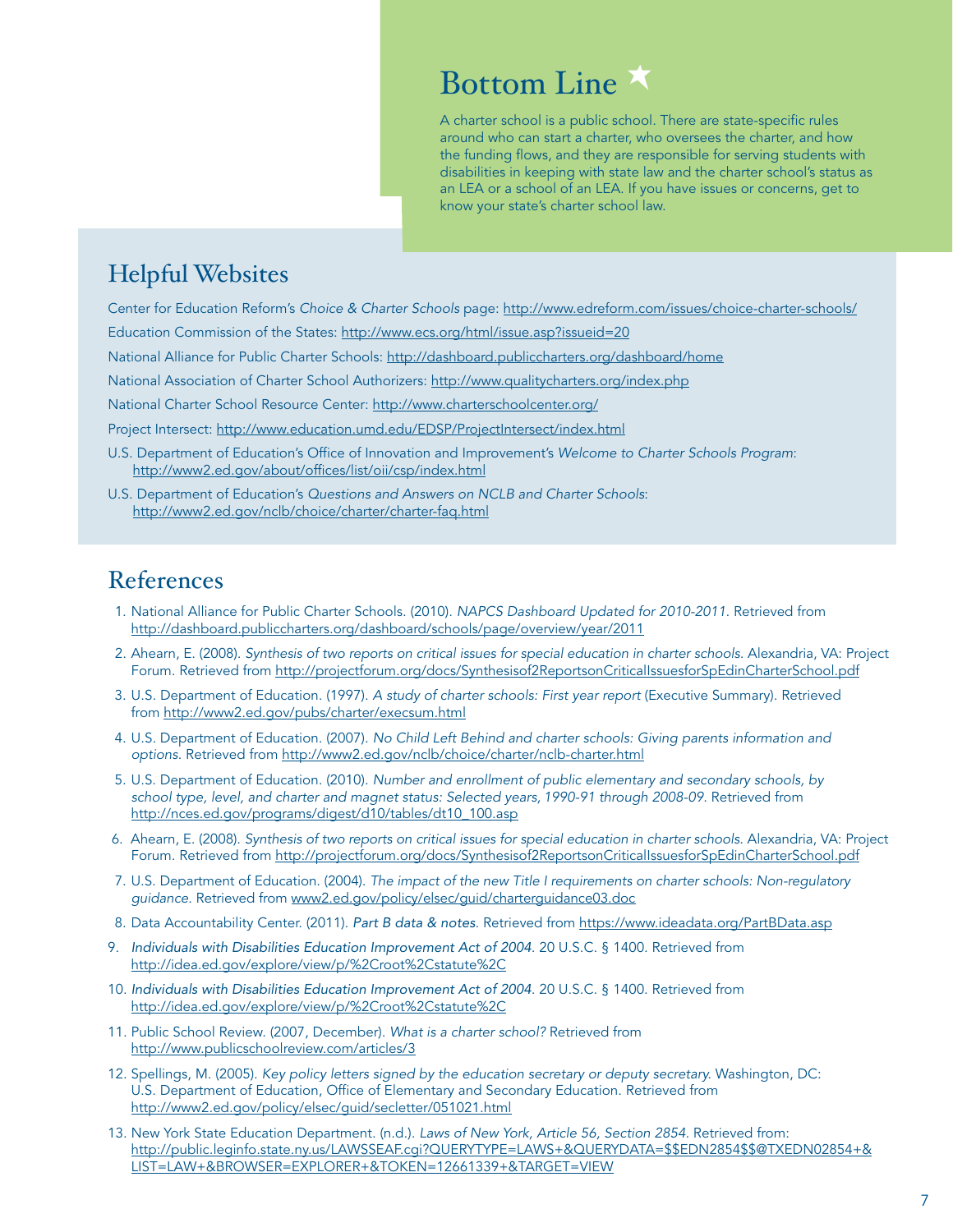## Bottom Line ★

A charter school is a public school. There are state-specific rules around who can start a charter, who oversees the charter, and how the funding flows, and they are responsible for serving students with disabilities in keeping with state law and the charter school's status as an LEA or a school of an LEA. If you have issues or concerns, get to know your state's charter school law.

## Helpful Websites

Center for Education Reform's *Choice & Charter Schools* page: http://www.edreform.com/issues/choice-charter-schools/

Education Commission of the States: http://www.ecs.org/html/issue.asp?issueid=20

National Alliance for Public Charter Schools: http://dashboard.publiccharters.org/dashboard/home

National Association of Charter School Authorizers: http://www.qualitycharters.org/index.php

National Charter School Resource Center: http://www.charterschoolcenter.org/

Project Intersect: http://www.education.umd.edu/EDSP/ProjectIntersect/index.html

U.S. Department of Education's Office of Innovation and Improvement's *Welcome to Charter Schools Program*: http://www2.ed.gov/about/offices/list/oii/csp/index.html

U.S. Department of Education's *Questions and Answers on NCLB and Charter Schools*: http://www2.ed.gov/nclb/choice/charter/charter-faq.html

## References

1. National Alliance for Public Charter Schools. (2010). *NAPCS Dashboard Updated for 2010-2011*. Retrieved from http://dashboard.publiccharters.org/dashboard/schools/page/overview/year/2011
2. Ahearn, E. (2008). *Synthesis of two reports on critical issues for special education in charter schools.* Alexandria, VA: Project Forum. Retrieved from http://projectforum.org/docs/Synthesisof2ReportsonCriticalIssuesforSpEdinCharterSchool.pdf
3. U.S. Department of Education. (1997). *A study of charter schools: First year report* (Executive Summary). Retrieved from http://www2.ed.gov/pubs/charter/execsum.html
4. U.S. Department of Education. (2007). *No Child Left Behind and charter schools: Giving parents information and options.* Retrieved from http://www2.ed.gov/nclb/choice/charter/nclb-charter.html
5. U.S. Department of Education. (2010). *Number and enrollment of public elementary and secondary schools, by school type, level, and charter and magnet status: Selected years, 1990-91 through 2008-09.* Retrieved from http://nces.ed.gov/programs/digest/d10/tables/dt10_100.asp
6. Ahearn, E. (2008). *Synthesis of two reports on critical issues for special education in charter schools.* Alexandria, VA: Project Forum. Retrieved from http://projectforum.org/docs/Synthesisof2ReportsonCriticalIssuesforSpEdinCharterSchool.pdf
7. U.S. Department of Education. (2004). *The impact of the new Title I requirements on charter schools: Non-regulatory guidance.* Retrieved from www2.ed.gov/policy/elsec/guid/charterguidance03.doc
8. Data Accountability Center. (2011). *Part B data & notes*. Retrieved from https://www.ideadata.org/PartBData.asp
9. *Individuals with Disabilities Education Improvement Act of 2004*. 20 U.S.C. § 1400. Retrieved from http://idea.ed.gov/explore/view/p/%2Croot%2Cstatute%2C
10. *Individuals with Disabilities Education Improvement Act of 2004*. 20 U.S.C. § 1400. Retrieved from http://idea.ed.gov/explore/view/p/%2Croot%2Cstatute%2C
11. Public School Review. (2007, December). *What is a charter school?* Retrieved from http://www.publicschoolreview.com/articles/3
12. Spellings, M. (2005). *Key policy letters signed by the education secretary or deputy secretary.* Washington, DC: U.S. Department of Education, Office of Elementary and Secondary Education. Retrieved from http://www2.ed.gov/policy/elsec/guid/secletter/051021.html
13. New York State Education Department. (n.d.). *Laws of New York, Article 56, Section 2854*. Retrieved from: http://public.leginfo.state.ny.us/LAWSSEAF.cgi?QUERYTYPE=LAWS+&QUERYDATA=$$EDN2854$$@TXEDN02854+&LIST=LAW+&BROWSER=EXPLORER+&TOKEN=12661339+&TARGET=VIEW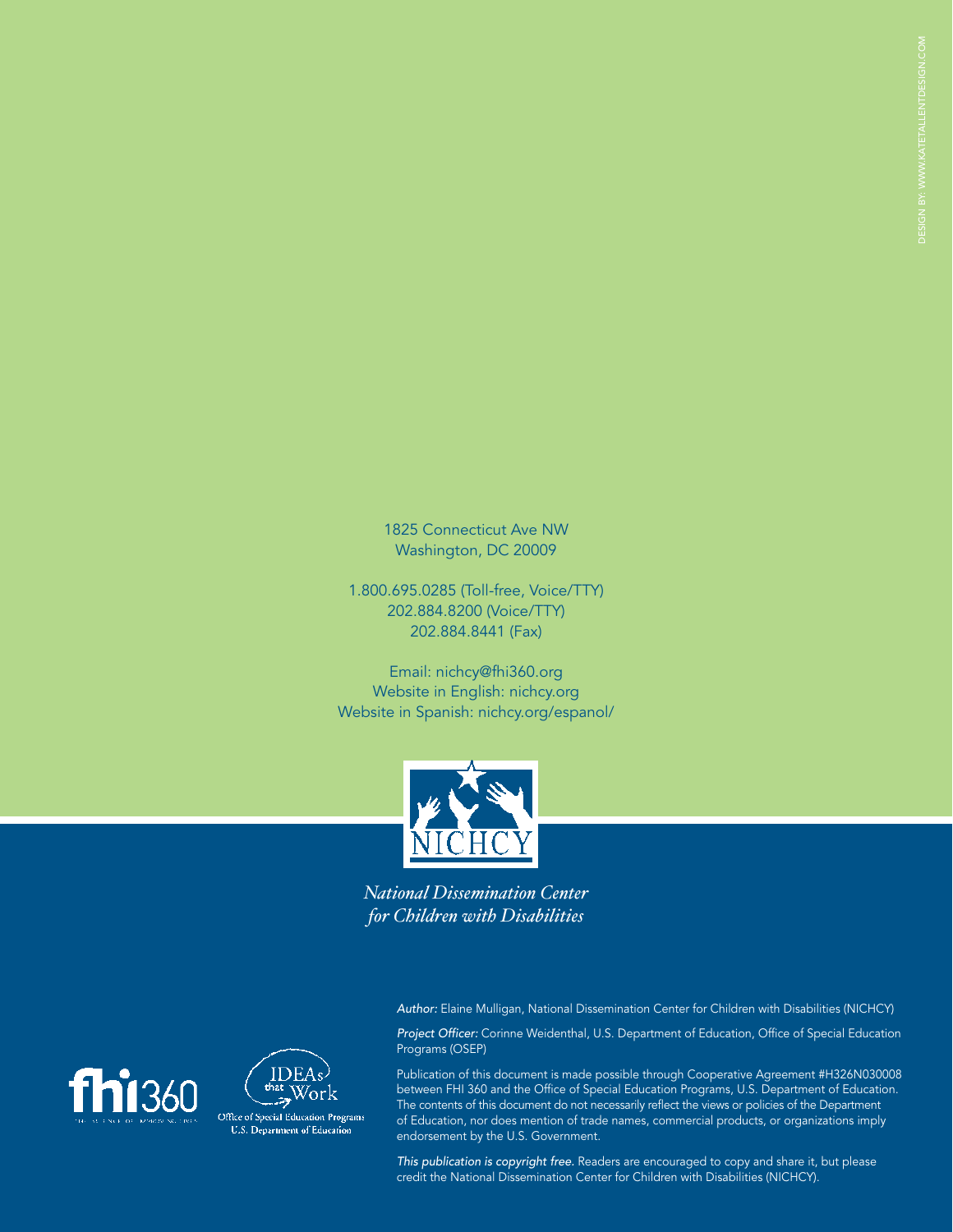1825 Connecticut Ave NW
Washington, DC 20009

1.800.695.0285 (Toll-free, Voice/TTY)
202.884.8200 (Voice/TTY)
202.884.8441 (Fax)

Email: nichcy@fhi360.org
Website in English: nichcy.org
Website in Spanish: nichcy.org/espanol/

NICHCY

*National Dissemination Center for Children with Disabilities*

*Author:* Elaine Mulligan, National Dissemination Center for Children with Disabilities (NICHCY)

*Project Officer:* Corinne Weidenthal, U.S. Department of Education, Office of Special Education Programs (OSEP)

Publication of this document is made possible through Cooperative Agreement #H326N030008 between FHI 360 and the Office of Special Education Programs, U.S. Department of Education. The contents of this document do not necessarily reflect the views or policies of the Department of Education, nor does mention of trade names, commercial products, or organizations imply endorsement by the U.S. Government.

*This publication is copyright free.* Readers are encouraged to copy and share it, but please credit the National Dissemination Center for Children with Disabilities (NICHCY).

fhi360

IDEAs that Work
Office of Special Education Programs
U.S. Department of Education

DESIGN BY: WWW.KATETALLENTDESIGN.COM